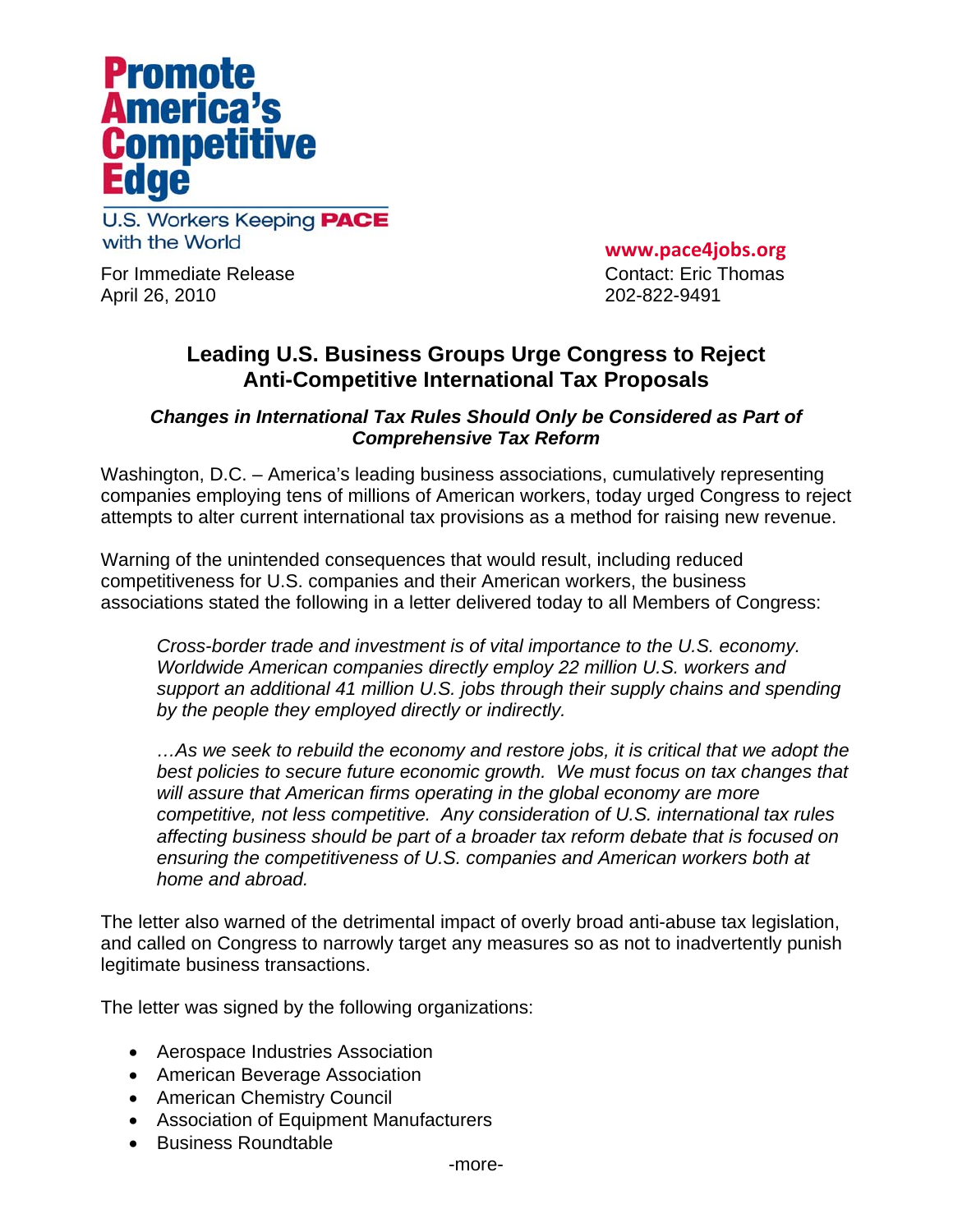**Promote America's Competitive Edge**

U.S. Workers Keeping **PACE** with the World

For Immediate Release
April 26, 2010

**www.pace4jobs.org**
Contact: Eric Thomas
202-822-9491

## Leading U.S. Business Groups Urge Congress to Reject Anti-Competitive International Tax Proposals

### *Changes in International Tax Rules Should Only be Considered as Part of Comprehensive Tax Reform*

Washington, D.C. – America's leading business associations, cumulatively representing companies employing tens of millions of American workers, today urged Congress to reject attempts to alter current international tax provisions as a method for raising new revenue.

Warning of the unintended consequences that would result, including reduced competitiveness for U.S. companies and their American workers, the business associations stated the following in a letter delivered today to all Members of Congress:

> *Cross-border trade and investment is of vital importance to the U.S. economy. Worldwide American companies directly employ 22 million U.S. workers and support an additional 41 million U.S. jobs through their supply chains and spending by the people they employed directly or indirectly.*
>
> *…As we seek to rebuild the economy and restore jobs, it is critical that we adopt the best policies to secure future economic growth. We must focus on tax changes that will assure that American firms operating in the global economy are more competitive, not less competitive. Any consideration of U.S. international tax rules affecting business should be part of a broader tax reform debate that is focused on ensuring the competitiveness of U.S. companies and American workers both at home and abroad.*

The letter also warned of the detrimental impact of overly broad anti-abuse tax legislation, and called on Congress to narrowly target any measures so as not to inadvertently punish legitimate business transactions.

The letter was signed by the following organizations:

- Aerospace Industries Association
- American Beverage Association
- American Chemistry Council
- Association of Equipment Manufacturers
- Business Roundtable

-more-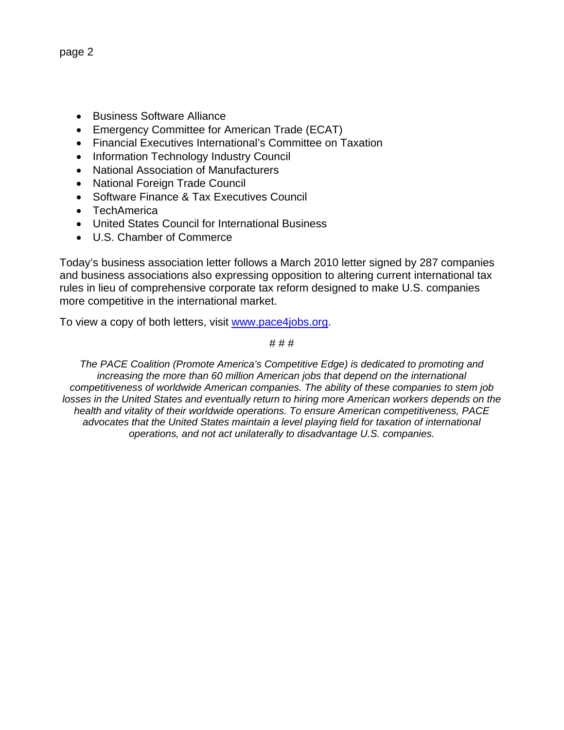- Business Software Alliance
- Emergency Committee for American Trade (ECAT)
- Financial Executives International's Committee on Taxation
- Information Technology Industry Council
- National Association of Manufacturers
- National Foreign Trade Council
- Software Finance & Tax Executives Council
- TechAmerica
- United States Council for International Business
- U.S. Chamber of Commerce

Today's business association letter follows a March 2010 letter signed by 287 companies and business associations also expressing opposition to altering current international tax rules in lieu of comprehensive corporate tax reform designed to make U.S. companies more competitive in the international market.

To view a copy of both letters, visit [www.pace4jobs.org](http://www.pace4jobs.org).

# # #

*The PACE Coalition (Promote America's Competitive Edge) is dedicated to promoting and increasing the more than 60 million American jobs that depend on the international competitiveness of worldwide American companies. The ability of these companies to stem job losses in the United States and eventually return to hiring more American workers depends on the health and vitality of their worldwide operations. To ensure American competitiveness, PACE advocates that the United States maintain a level playing field for taxation of international operations, and not act unilaterally to disadvantage U.S. companies.*